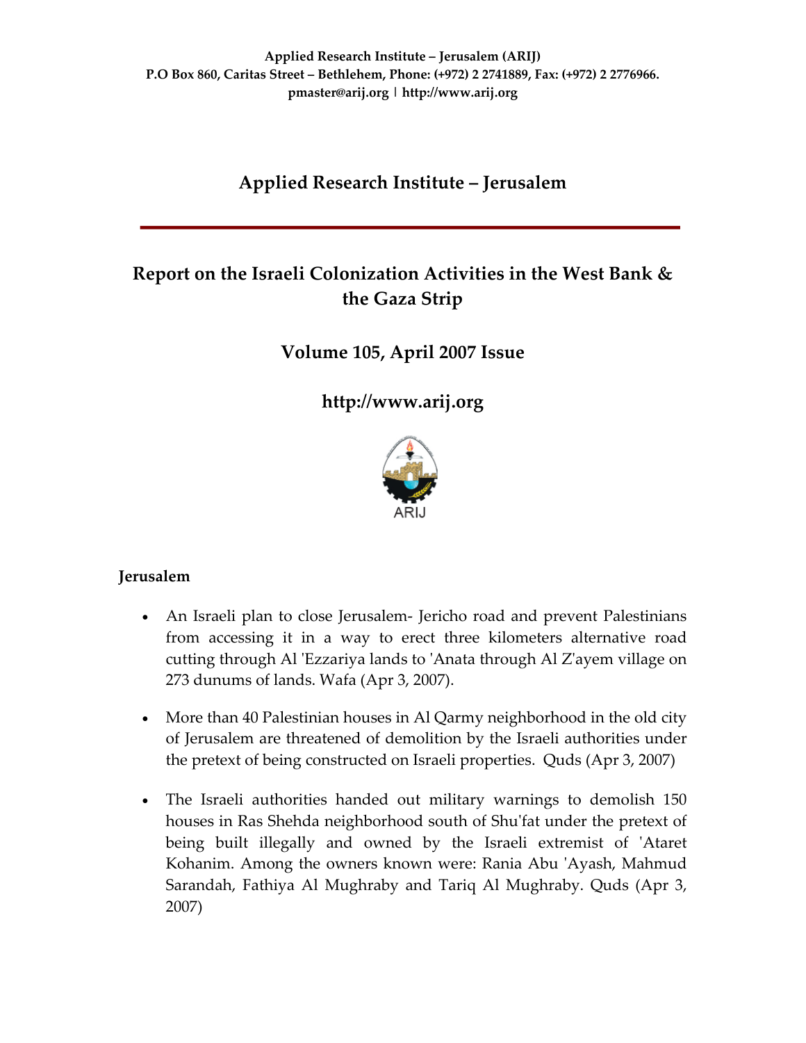**Applied Research Institute – Jerusalem (ARIJ)**
**P.O Box 860, Caritas Street – Bethlehem, Phone: (+972) 2 2741889, Fax: (+972) 2 2776966.**
**pmaster@arij.org | http://www.arij.org**

# Applied Research Institute – Jerusalem

## Report on the Israeli Colonization Activities in the West Bank & the Gaza Strip

## Volume 105, April 2007 Issue

## http://www.arij.org

ARIJ

### Jerusalem

- An Israeli plan to close Jerusalem- Jericho road and prevent Palestinians from accessing it in a way to erect three kilometers alternative road cutting through Al 'Ezzariya lands to 'Anata through Al Z'ayem village on 273 dunums of lands. Wafa (Apr 3, 2007).

- More than 40 Palestinian houses in Al Qarmy neighborhood in the old city of Jerusalem are threatened of demolition by the Israeli authorities under the pretext of being constructed on Israeli properties. Quds (Apr 3, 2007)

- The Israeli authorities handed out military warnings to demolish 150 houses in Ras Shehda neighborhood south of Shu'fat under the pretext of being built illegally and owned by the Israeli extremist of 'Ataret Kohanim. Among the owners known were: Rania Abu 'Ayash, Mahmud Sarandah, Fathiya Al Mughraby and Tariq Al Mughraby. Quds (Apr 3, 2007)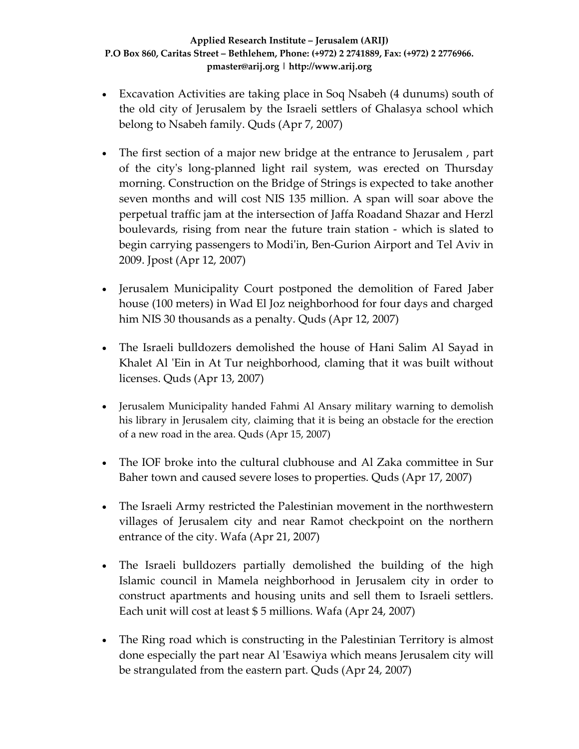- Excavation Activities are taking place in Soq Nsabeh (4 dunums) south of the old city of Jerusalem by the Israeli settlers of Ghalasya school which belong to Nsabeh family. Quds (Apr 7, 2007)

- The first section of a major new bridge at the entrance to Jerusalem , part of the city's long-planned light rail system, was erected on Thursday morning. Construction on the Bridge of Strings is expected to take another seven months and will cost NIS 135 million. A span will soar above the perpetual traffic jam at the intersection of Jaffa Roadand Shazar and Herzl boulevards, rising from near the future train station - which is slated to begin carrying passengers to Modi'in, Ben-Gurion Airport and Tel Aviv in 2009. Jpost (Apr 12, 2007)

- Jerusalem Municipality Court postponed the demolition of Fared Jaber house (100 meters) in Wad El Joz neighborhood for four days and charged him NIS 30 thousands as a penalty. Quds (Apr 12, 2007)

- The Israeli bulldozers demolished the house of Hani Salim Al Sayad in Khalet Al 'Ein in At Tur neighborhood, claming that it was built without licenses. Quds (Apr 13, 2007)

- Jerusalem Municipality handed Fahmi Al Ansary military warning to demolish his library in Jerusalem city, claiming that it is being an obstacle for the erection of a new road in the area. Quds (Apr 15, 2007)

- The IOF broke into the cultural clubhouse and Al Zaka committee in Sur Baher town and caused severe loses to properties. Quds (Apr 17, 2007)

- The Israeli Army restricted the Palestinian movement in the northwestern villages of Jerusalem city and near Ramot checkpoint on the northern entrance of the city. Wafa (Apr 21, 2007)

- The Israeli bulldozers partially demolished the building of the high Islamic council in Mamela neighborhood in Jerusalem city in order to construct apartments and housing units and sell them to Israeli settlers. Each unit will cost at least $ 5 millions. Wafa (Apr 24, 2007)

- The Ring road which is constructing in the Palestinian Territory is almost done especially the part near Al 'Esawiya which means Jerusalem city will be strangulated from the eastern part. Quds (Apr 24, 2007)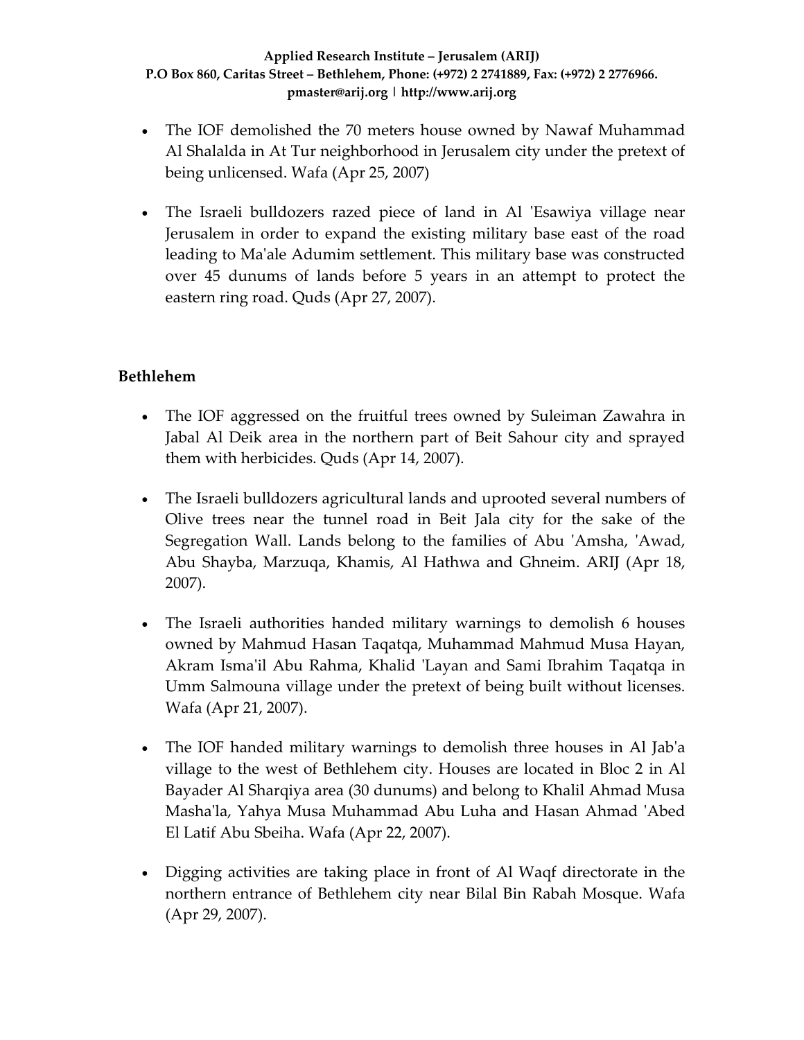- The IOF demolished the 70 meters house owned by Nawaf Muhammad Al Shalalda in At Tur neighborhood in Jerusalem city under the pretext of being unlicensed. Wafa (Apr 25, 2007)

- The Israeli bulldozers razed piece of land in Al 'Esawiya village near Jerusalem in order to expand the existing military base east of the road leading to Ma'ale Adumim settlement. This military base was constructed over 45 dunums of lands before 5 years in an attempt to protect the eastern ring road. Quds (Apr 27, 2007).

**Bethlehem**

- The IOF aggressed on the fruitful trees owned by Suleiman Zawahra in Jabal Al Deik area in the northern part of Beit Sahour city and sprayed them with herbicides. Quds (Apr 14, 2007).

- The Israeli bulldozers agricultural lands and uprooted several numbers of Olive trees near the tunnel road in Beit Jala city for the sake of the Segregation Wall. Lands belong to the families of Abu 'Amsha, 'Awad, Abu Shayba, Marzuqa, Khamis, Al Hathwa and Ghneim. ARIJ (Apr 18, 2007).

- The Israeli authorities handed military warnings to demolish 6 houses owned by Mahmud Hasan Taqatqa, Muhammad Mahmud Musa Hayan, Akram Isma'il Abu Rahma, Khalid 'Layan and Sami Ibrahim Taqatqa in Umm Salmouna village under the pretext of being built without licenses. Wafa (Apr 21, 2007).

- The IOF handed military warnings to demolish three houses in Al Jab'a village to the west of Bethlehem city. Houses are located in Bloc 2 in Al Bayader Al Sharqiya area (30 dunums) and belong to Khalil Ahmad Musa Masha'la, Yahya Musa Muhammad Abu Luha and Hasan Ahmad 'Abed El Latif Abu Sbeiha. Wafa (Apr 22, 2007).

- Digging activities are taking place in front of Al Waqf directorate in the northern entrance of Bethlehem city near Bilal Bin Rabah Mosque. Wafa (Apr 29, 2007).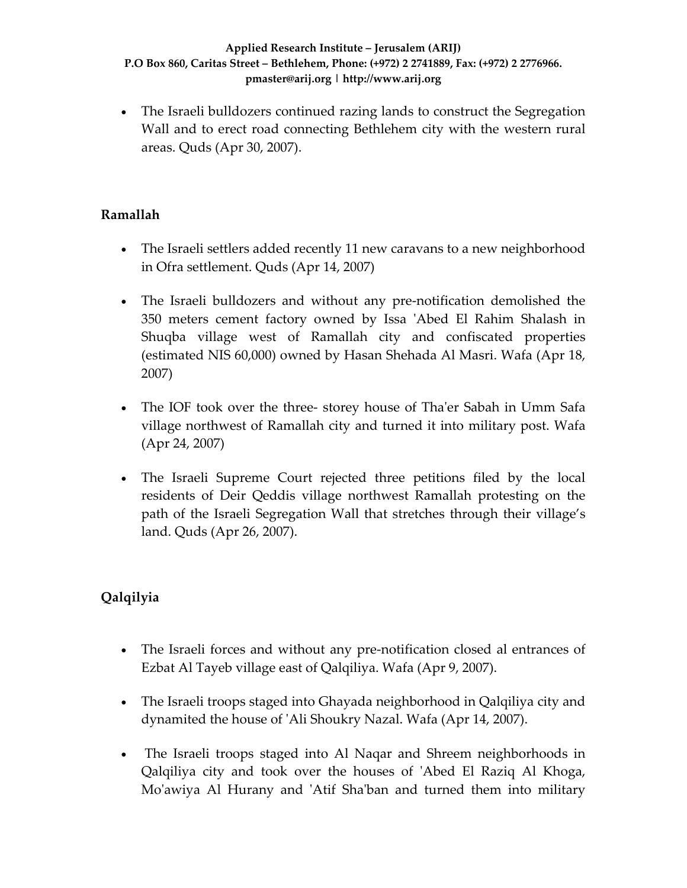- The Israeli bulldozers continued razing lands to construct the Segregation Wall and to erect road connecting Bethlehem city with the western rural areas. Quds (Apr 30, 2007).

## Ramallah

- The Israeli settlers added recently 11 new caravans to a new neighborhood in Ofra settlement. Quds (Apr 14, 2007)

- The Israeli bulldozers and without any pre-notification demolished the 350 meters cement factory owned by Issa 'Abed El Rahim Shalash in Shuqba village west of Ramallah city and confiscated properties (estimated NIS 60,000) owned by Hasan Shehada Al Masri. Wafa (Apr 18, 2007)

- The IOF took over the three- storey house of Tha'er Sabah in Umm Safa village northwest of Ramallah city and turned it into military post. Wafa (Apr 24, 2007)

- The Israeli Supreme Court rejected three petitions filed by the local residents of Deir Qeddis village northwest Ramallah protesting on the path of the Israeli Segregation Wall that stretches through their village's land. Quds (Apr 26, 2007).

## Qalqilyia

- The Israeli forces and without any pre-notification closed al entrances of Ezbat Al Tayeb village east of Qalqiliya. Wafa (Apr 9, 2007).

- The Israeli troops staged into Ghayada neighborhood in Qalqiliya city and dynamited the house of 'Ali Shoukry Nazal. Wafa (Apr 14, 2007).

- The Israeli troops staged into Al Naqar and Shreem neighborhoods in Qalqiliya city and took over the houses of 'Abed El Raziq Al Khoga, Mo'awiya Al Hurany and 'Atif Sha'ban and turned them into military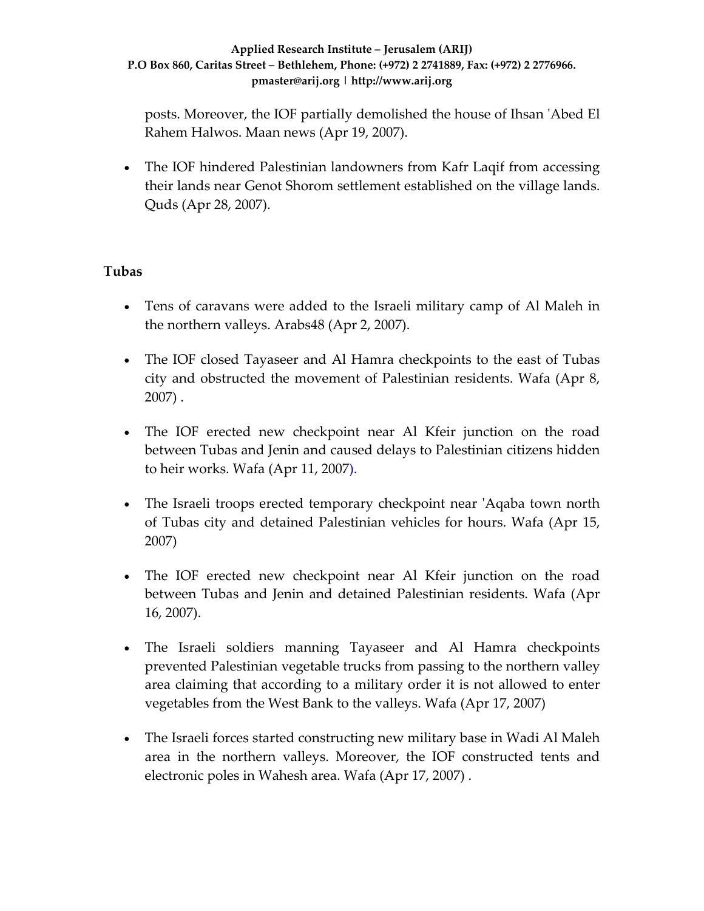posts. Moreover, the IOF partially demolished the house of Ihsan 'Abed El Rahem Halwos. Maan news (Apr 19, 2007).

- The IOF hindered Palestinian landowners from Kafr Laqif from accessing their lands near Genot Shorom settlement established on the village lands. Quds (Apr 28, 2007).

## Tubas

- Tens of caravans were added to the Israeli military camp of Al Maleh in the northern valleys. Arabs48 (Apr 2, 2007).
- The IOF closed Tayaseer and Al Hamra checkpoints to the east of Tubas city and obstructed the movement of Palestinian residents. Wafa (Apr 8, 2007) .
- The IOF erected new checkpoint near Al Kfeir junction on the road between Tubas and Jenin and caused delays to Palestinian citizens hidden to heir works. Wafa (Apr 11, 2007).
- The Israeli troops erected temporary checkpoint near 'Aqaba town north of Tubas city and detained Palestinian vehicles for hours. Wafa (Apr 15, 2007)
- The IOF erected new checkpoint near Al Kfeir junction on the road between Tubas and Jenin and detained Palestinian residents. Wafa (Apr 16, 2007).
- The Israeli soldiers manning Tayaseer and Al Hamra checkpoints prevented Palestinian vegetable trucks from passing to the northern valley area claiming that according to a military order it is not allowed to enter vegetables from the West Bank to the valleys. Wafa (Apr 17, 2007)
- The Israeli forces started constructing new military base in Wadi Al Maleh area in the northern valleys. Moreover, the IOF constructed tents and electronic poles in Wahesh area. Wafa (Apr 17, 2007) .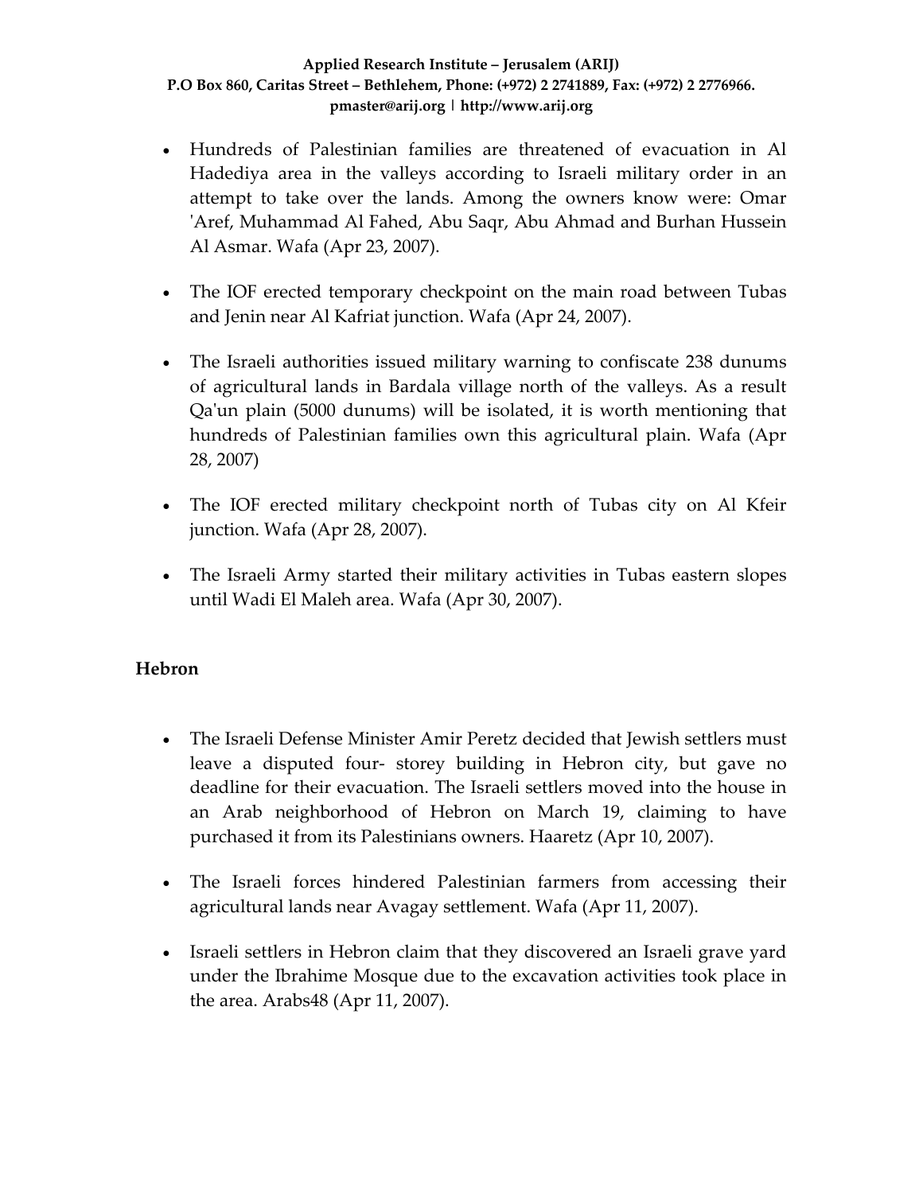- Hundreds of Palestinian families are threatened of evacuation in Al Hadediya area in the valleys according to Israeli military order in an attempt to take over the lands. Among the owners know were: Omar 'Aref, Muhammad Al Fahed, Abu Saqr, Abu Ahmad and Burhan Hussein Al Asmar. Wafa (Apr 23, 2007).

- The IOF erected temporary checkpoint on the main road between Tubas and Jenin near Al Kafriat junction. Wafa (Apr 24, 2007).

- The Israeli authorities issued military warning to confiscate 238 dunums of agricultural lands in Bardala village north of the valleys. As a result Qa'un plain (5000 dunums) will be isolated, it is worth mentioning that hundreds of Palestinian families own this agricultural plain. Wafa (Apr 28, 2007)

- The IOF erected military checkpoint north of Tubas city on Al Kfeir junction. Wafa (Apr 28, 2007).

- The Israeli Army started their military activities in Tubas eastern slopes until Wadi El Maleh area. Wafa (Apr 30, 2007).

## Hebron

- The Israeli Defense Minister Amir Peretz decided that Jewish settlers must leave a disputed four- storey building in Hebron city, but gave no deadline for their evacuation. The Israeli settlers moved into the house in an Arab neighborhood of Hebron on March 19, claiming to have purchased it from its Palestinians owners. Haaretz (Apr 10, 2007).

- The Israeli forces hindered Palestinian farmers from accessing their agricultural lands near Avagay settlement. Wafa (Apr 11, 2007).

- Israeli settlers in Hebron claim that they discovered an Israeli grave yard under the Ibrahime Mosque due to the excavation activities took place in the area. Arabs48 (Apr 11, 2007).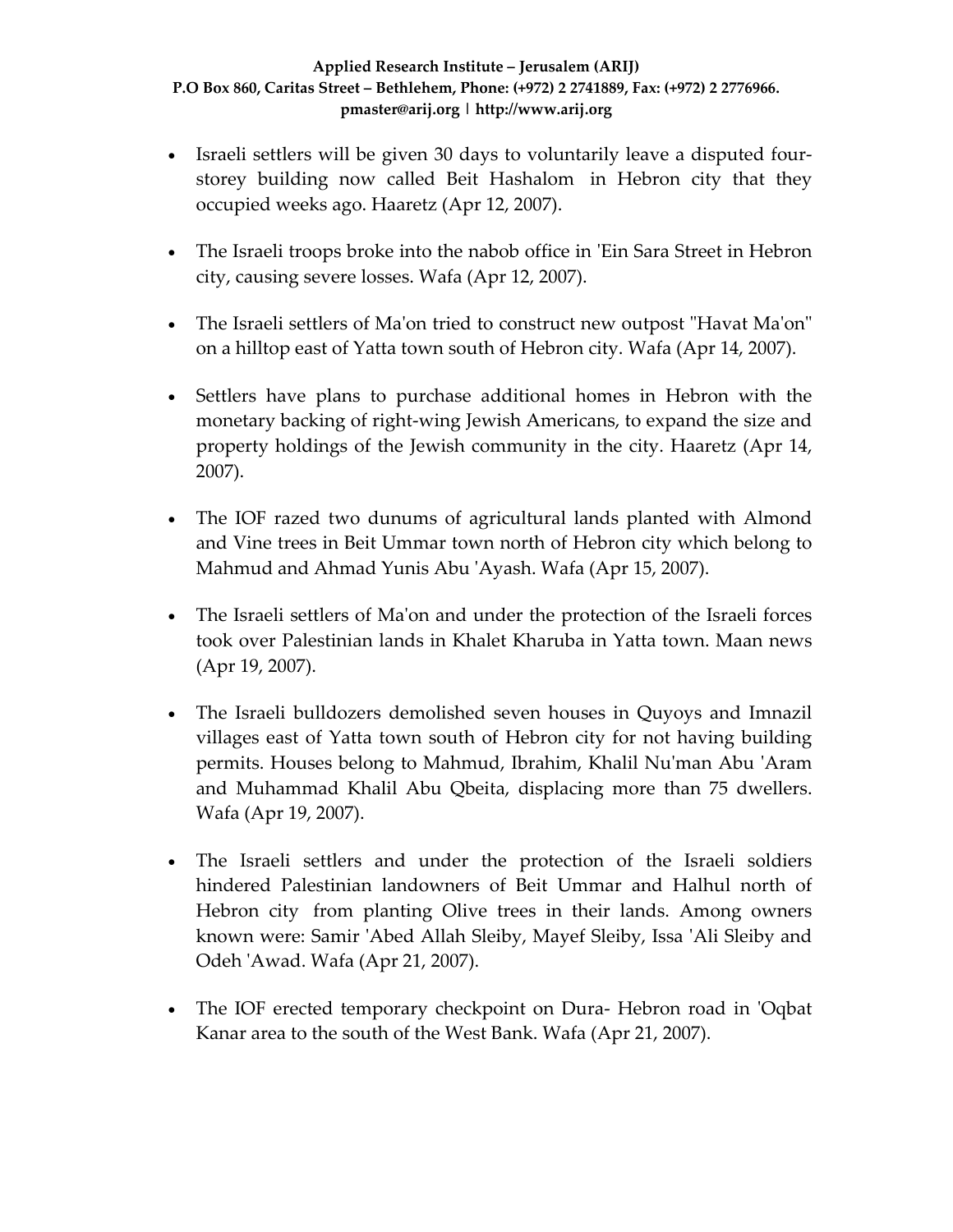- Israeli settlers will be given 30 days to voluntarily leave a disputed four-storey building now called Beit Hashalom in Hebron city that they occupied weeks ago. Haaretz (Apr 12, 2007).

- The Israeli troops broke into the nabob office in 'Ein Sara Street in Hebron city, causing severe losses. Wafa (Apr 12, 2007).

- The Israeli settlers of Ma'on tried to construct new outpost "Havat Ma'on" on a hilltop east of Yatta town south of Hebron city. Wafa (Apr 14, 2007).

- Settlers have plans to purchase additional homes in Hebron with the monetary backing of right-wing Jewish Americans, to expand the size and property holdings of the Jewish community in the city. Haaretz (Apr 14, 2007).

- The IOF razed two dunums of agricultural lands planted with Almond and Vine trees in Beit Ummar town north of Hebron city which belong to Mahmud and Ahmad Yunis Abu 'Ayash. Wafa (Apr 15, 2007).

- The Israeli settlers of Ma'on and under the protection of the Israeli forces took over Palestinian lands in Khalet Kharuba in Yatta town. Maan news (Apr 19, 2007).

- The Israeli bulldozers demolished seven houses in Quyoys and Imnazil villages east of Yatta town south of Hebron city for not having building permits. Houses belong to Mahmud, Ibrahim, Khalil Nu'man Abu 'Aram and Muhammad Khalil Abu Qbeita, displacing more than 75 dwellers. Wafa (Apr 19, 2007).

- The Israeli settlers and under the protection of the Israeli soldiers hindered Palestinian landowners of Beit Ummar and Halhul north of Hebron city from planting Olive trees in their lands. Among owners known were: Samir 'Abed Allah Sleiby, Mayef Sleiby, Issa 'Ali Sleiby and Odeh 'Awad. Wafa (Apr 21, 2007).

- The IOF erected temporary checkpoint on Dura- Hebron road in 'Oqbat Kanar area to the south of the West Bank. Wafa (Apr 21, 2007).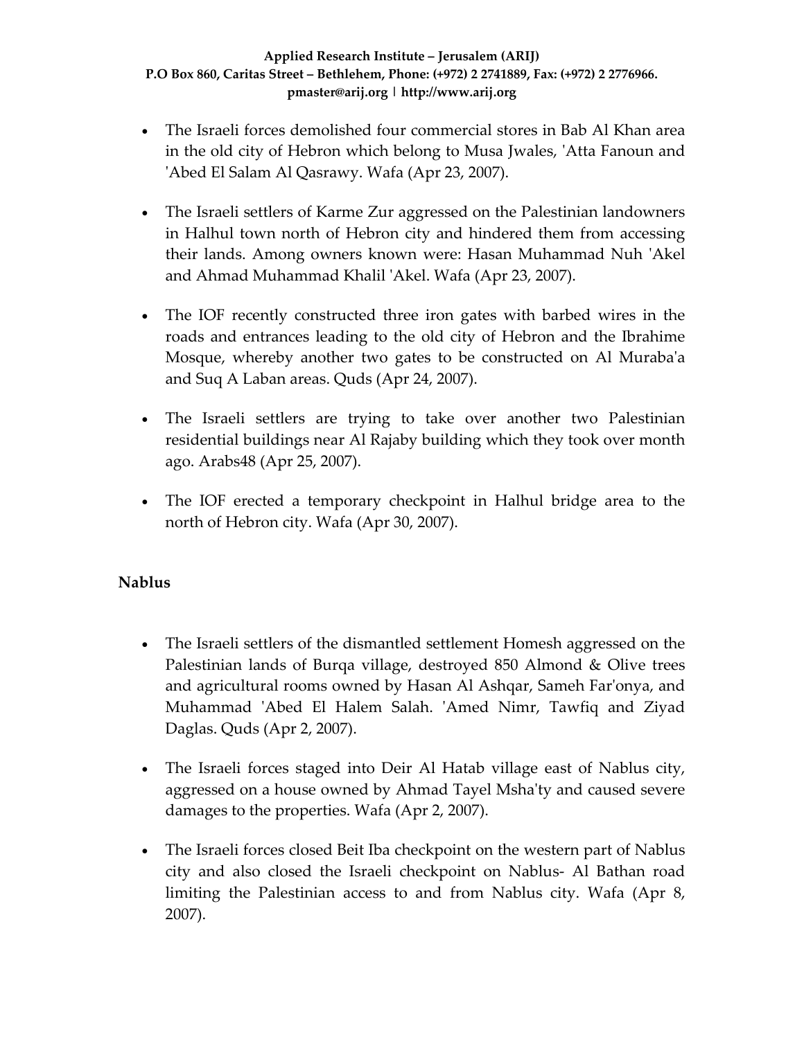- The Israeli forces demolished four commercial stores in Bab Al Khan area in the old city of Hebron which belong to Musa Jwales, 'Atta Fanoun and 'Abed El Salam Al Qasrawy. Wafa (Apr 23, 2007).

- The Israeli settlers of Karme Zur aggressed on the Palestinian landowners in Halhul town north of Hebron city and hindered them from accessing their lands. Among owners known were: Hasan Muhammad Nuh 'Akel and Ahmad Muhammad Khalil 'Akel. Wafa (Apr 23, 2007).

- The IOF recently constructed three iron gates with barbed wires in the roads and entrances leading to the old city of Hebron and the Ibrahime Mosque, whereby another two gates to be constructed on Al Muraba'a and Suq A Laban areas. Quds (Apr 24, 2007).

- The Israeli settlers are trying to take over another two Palestinian residential buildings near Al Rajaby building which they took over month ago. Arabs48 (Apr 25, 2007).

- The IOF erected a temporary checkpoint in Halhul bridge area to the north of Hebron city. Wafa (Apr 30, 2007).

**Nablus**

- The Israeli settlers of the dismantled settlement Homesh aggressed on the Palestinian lands of Burqa village, destroyed 850 Almond & Olive trees and agricultural rooms owned by Hasan Al Ashqar, Sameh Far'onya, and Muhammad 'Abed El Halem Salah. 'Amed Nimr, Tawfiq and Ziyad Daglas. Quds (Apr 2, 2007).

- The Israeli forces staged into Deir Al Hatab village east of Nablus city, aggressed on a house owned by Ahmad Tayel Msha'ty and caused severe damages to the properties. Wafa (Apr 2, 2007).

- The Israeli forces closed Beit Iba checkpoint on the western part of Nablus city and also closed the Israeli checkpoint on Nablus- Al Bathan road limiting the Palestinian access to and from Nablus city. Wafa (Apr 8, 2007).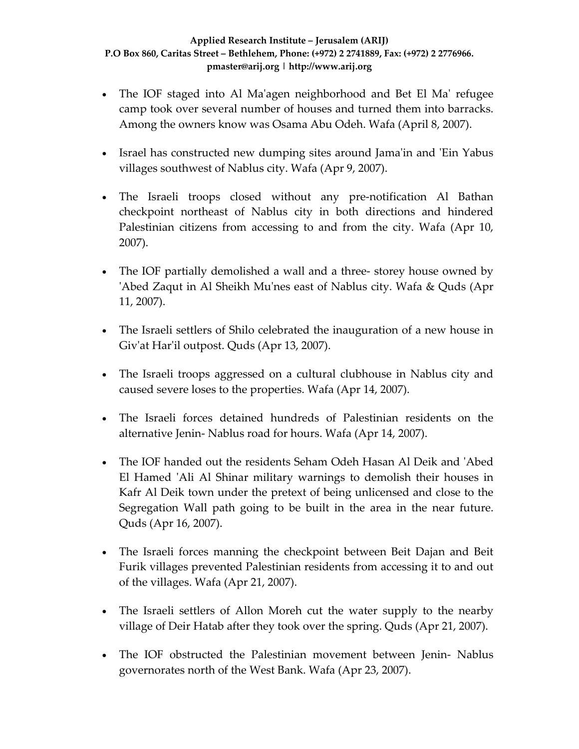- The IOF staged into Al Ma'agen neighborhood and Bet El Ma' refugee camp took over several number of houses and turned them into barracks. Among the owners know was Osama Abu Odeh. Wafa (April 8, 2007).

- Israel has constructed new dumping sites around Jama'in and 'Ein Yabus villages southwest of Nablus city. Wafa (Apr 9, 2007).

- The Israeli troops closed without any pre-notification Al Bathan checkpoint northeast of Nablus city in both directions and hindered Palestinian citizens from accessing to and from the city. Wafa (Apr 10, 2007).

- The IOF partially demolished a wall and a three- storey house owned by 'Abed Zaqut in Al Sheikh Mu'nes east of Nablus city. Wafa & Quds (Apr 11, 2007).

- The Israeli settlers of Shilo celebrated the inauguration of a new house in Giv'at Har'il outpost. Quds (Apr 13, 2007).

- The Israeli troops aggressed on a cultural clubhouse in Nablus city and caused severe loses to the properties. Wafa (Apr 14, 2007).

- The Israeli forces detained hundreds of Palestinian residents on the alternative Jenin- Nablus road for hours. Wafa (Apr 14, 2007).

- The IOF handed out the residents Seham Odeh Hasan Al Deik and 'Abed El Hamed 'Ali Al Shinar military warnings to demolish their houses in Kafr Al Deik town under the pretext of being unlicensed and close to the Segregation Wall path going to be built in the area in the near future. Quds (Apr 16, 2007).

- The Israeli forces manning the checkpoint between Beit Dajan and Beit Furik villages prevented Palestinian residents from accessing it to and out of the villages. Wafa (Apr 21, 2007).

- The Israeli settlers of Allon Moreh cut the water supply to the nearby village of Deir Hatab after they took over the spring. Quds (Apr 21, 2007).

- The IOF obstructed the Palestinian movement between Jenin- Nablus governorates north of the West Bank. Wafa (Apr 23, 2007).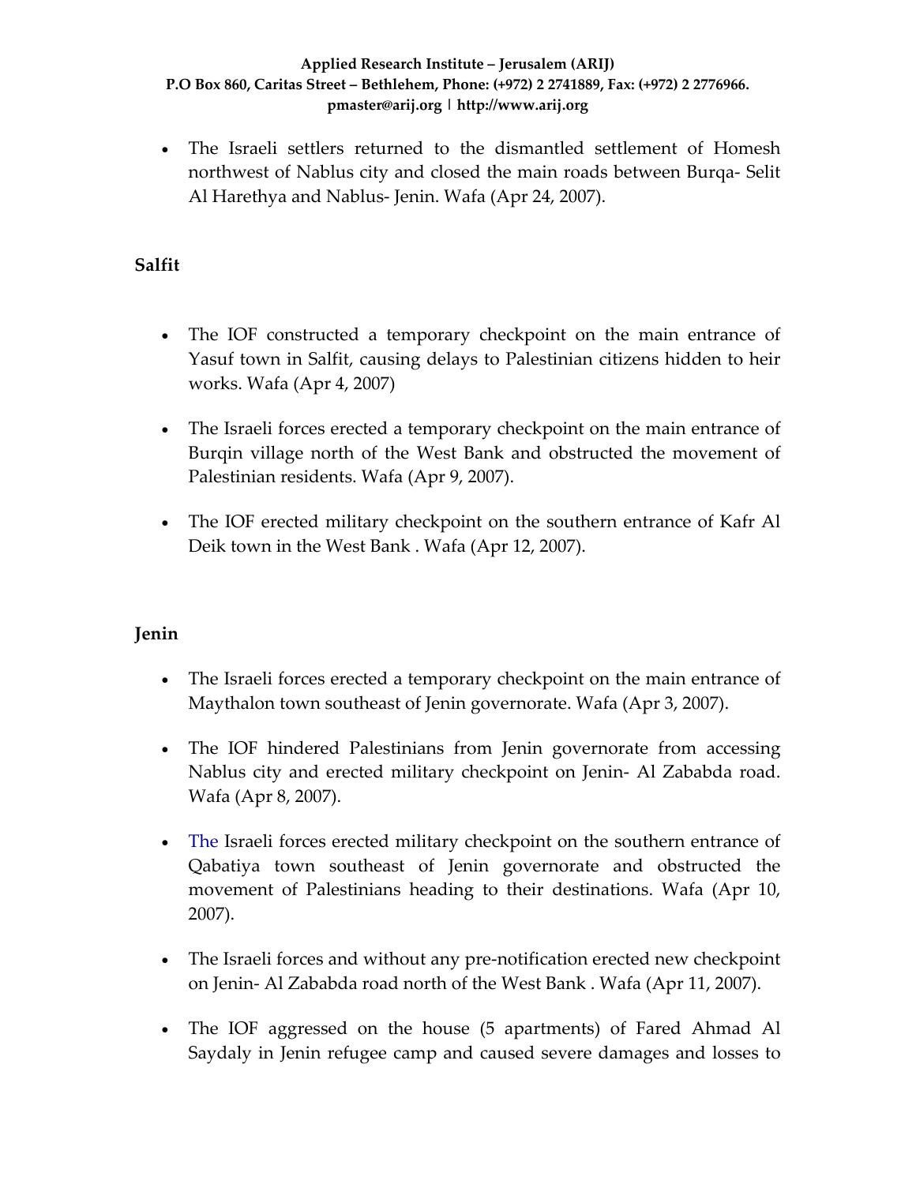- The Israeli settlers returned to the dismantled settlement of Homesh northwest of Nablus city and closed the main roads between Burqa- Selit Al Harethya and Nablus- Jenin. Wafa (Apr 24, 2007).

**Salfit**

- The IOF constructed a temporary checkpoint on the main entrance of Yasuf town in Salfit, causing delays to Palestinian citizens hidden to heir works. Wafa (Apr 4, 2007)

- The Israeli forces erected a temporary checkpoint on the main entrance of Burqin village north of the West Bank and obstructed the movement of Palestinian residents. Wafa (Apr 9, 2007).

- The IOF erected military checkpoint on the southern entrance of Kafr Al Deik town in the West Bank . Wafa (Apr 12, 2007).

**Jenin**

- The Israeli forces erected a temporary checkpoint on the main entrance of Maythalon town southeast of Jenin governorate. Wafa (Apr 3, 2007).

- The IOF hindered Palestinians from Jenin governorate from accessing Nablus city and erected military checkpoint on Jenin- Al Zababda road. Wafa (Apr 8, 2007).

- The Israeli forces erected military checkpoint on the southern entrance of Qabatiya town southeast of Jenin governorate and obstructed the movement of Palestinians heading to their destinations. Wafa (Apr 10, 2007).

- The Israeli forces and without any pre-notification erected new checkpoint on Jenin- Al Zababda road north of the West Bank . Wafa (Apr 11, 2007).

- The IOF aggressed on the house (5 apartments) of Fared Ahmad Al Saydaly in Jenin refugee camp and caused severe damages and losses to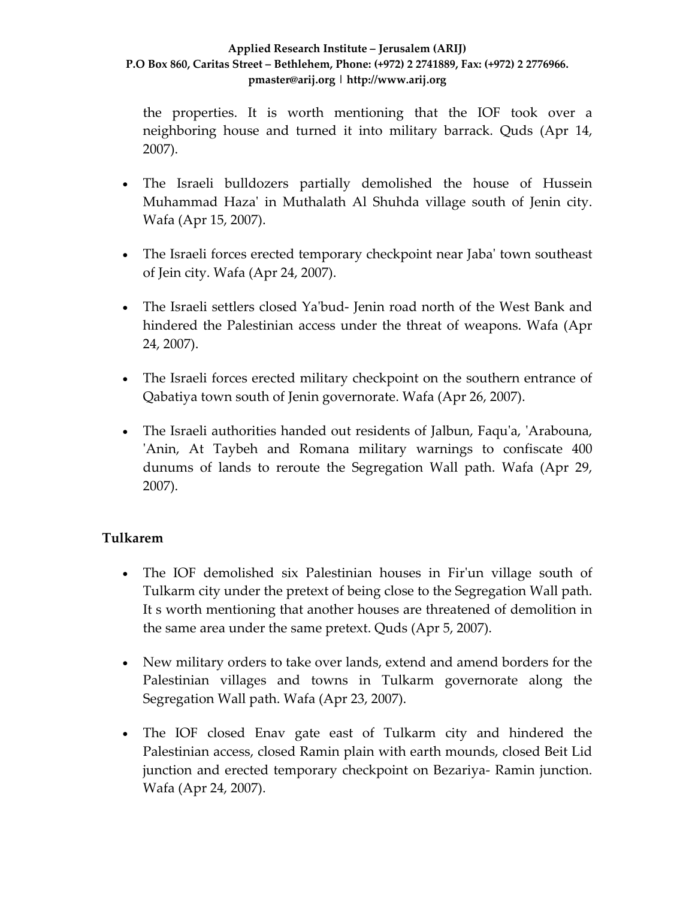the properties. It is worth mentioning that the IOF took over a neighboring house and turned it into military barrack. Quds (Apr 14, 2007).

- The Israeli bulldozers partially demolished the house of Hussein Muhammad Haza' in Muthalath Al Shuhda village south of Jenin city. Wafa (Apr 15, 2007).

- The Israeli forces erected temporary checkpoint near Jaba' town southeast of Jein city. Wafa (Apr 24, 2007).

- The Israeli settlers closed Ya'bud- Jenin road north of the West Bank and hindered the Palestinian access under the threat of weapons. Wafa (Apr 24, 2007).

- The Israeli forces erected military checkpoint on the southern entrance of Qabatiya town south of Jenin governorate. Wafa (Apr 26, 2007).

- The Israeli authorities handed out residents of Jalbun, Faqu'a, 'Arabouna, 'Anin, At Taybeh and Romana military warnings to confiscate 400 dunums of lands to reroute the Segregation Wall path. Wafa (Apr 29, 2007).

**Tulkarem**

- The IOF demolished six Palestinian houses in Fir'un village south of Tulkarm city under the pretext of being close to the Segregation Wall path. It s worth mentioning that another houses are threatened of demolition in the same area under the same pretext. Quds (Apr 5, 2007).

- New military orders to take over lands, extend and amend borders for the Palestinian villages and towns in Tulkarm governorate along the Segregation Wall path. Wafa (Apr 23, 2007).

- The IOF closed Enav gate east of Tulkarm city and hindered the Palestinian access, closed Ramin plain with earth mounds, closed Beit Lid junction and erected temporary checkpoint on Bezariya- Ramin junction. Wafa (Apr 24, 2007).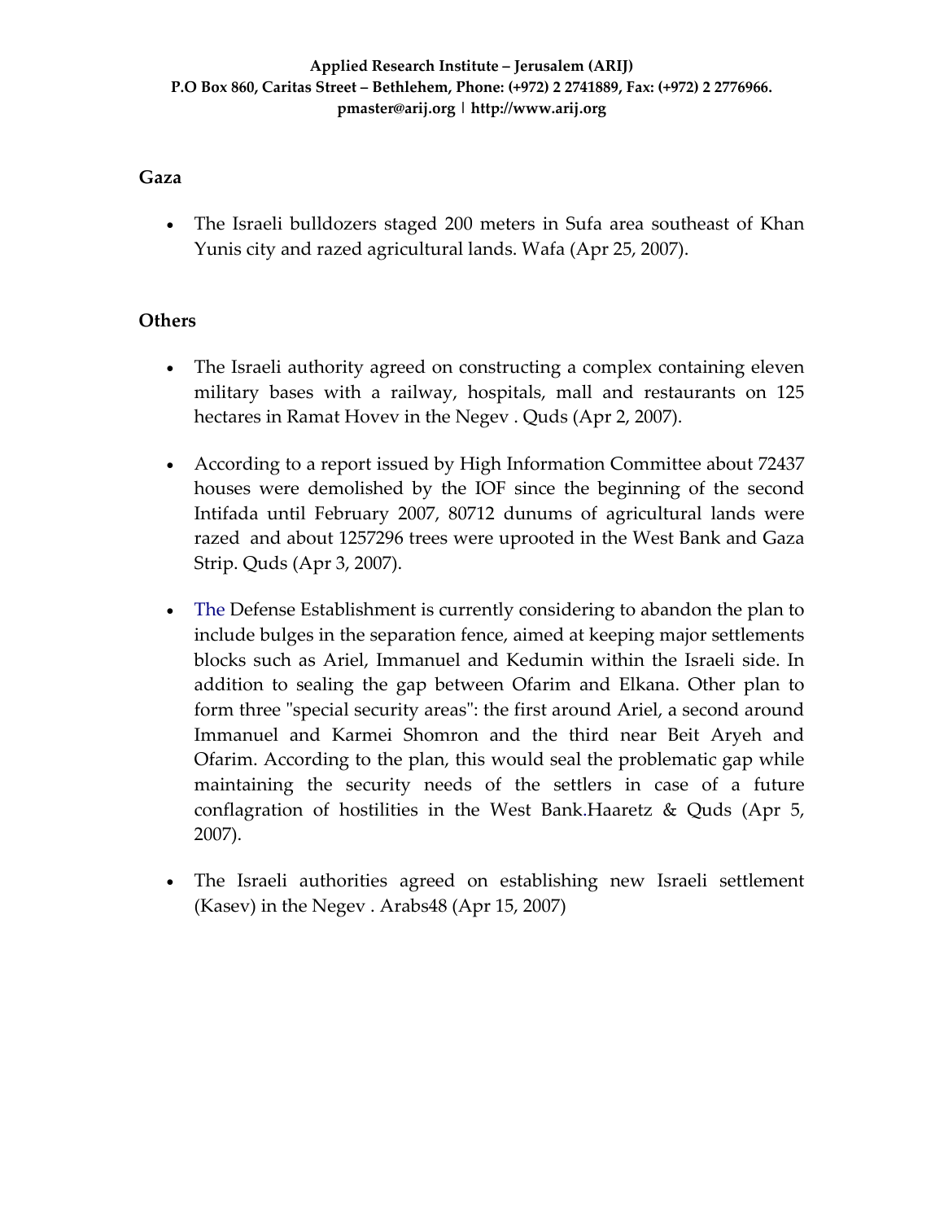## Gaza

- The Israeli bulldozers staged 200 meters in Sufa area southeast of Khan Yunis city and razed agricultural lands. Wafa (Apr 25, 2007).

## Others

- The Israeli authority agreed on constructing a complex containing eleven military bases with a railway, hospitals, mall and restaurants on 125 hectares in Ramat Hovev in the Negev . Quds (Apr 2, 2007).

- According to a report issued by High Information Committee about 72437 houses were demolished by the IOF since the beginning of the second Intifada until February 2007, 80712 dunums of agricultural lands were razed and about 1257296 trees were uprooted in the West Bank and Gaza Strip. Quds (Apr 3, 2007).

- The Defense Establishment is currently considering to abandon the plan to include bulges in the separation fence, aimed at keeping major settlements blocks such as Ariel, Immanuel and Kedumin within the Israeli side. In addition to sealing the gap between Ofarim and Elkana. Other plan to form three "special security areas": the first around Ariel, a second around Immanuel and Karmei Shomron and the third near Beit Aryeh and Ofarim. According to the plan, this would seal the problematic gap while maintaining the security needs of the settlers in case of a future conflagration of hostilities in the West Bank.Haaretz & Quds (Apr 5, 2007).

- The Israeli authorities agreed on establishing new Israeli settlement (Kasev) in the Negev . Arabs48 (Apr 15, 2007)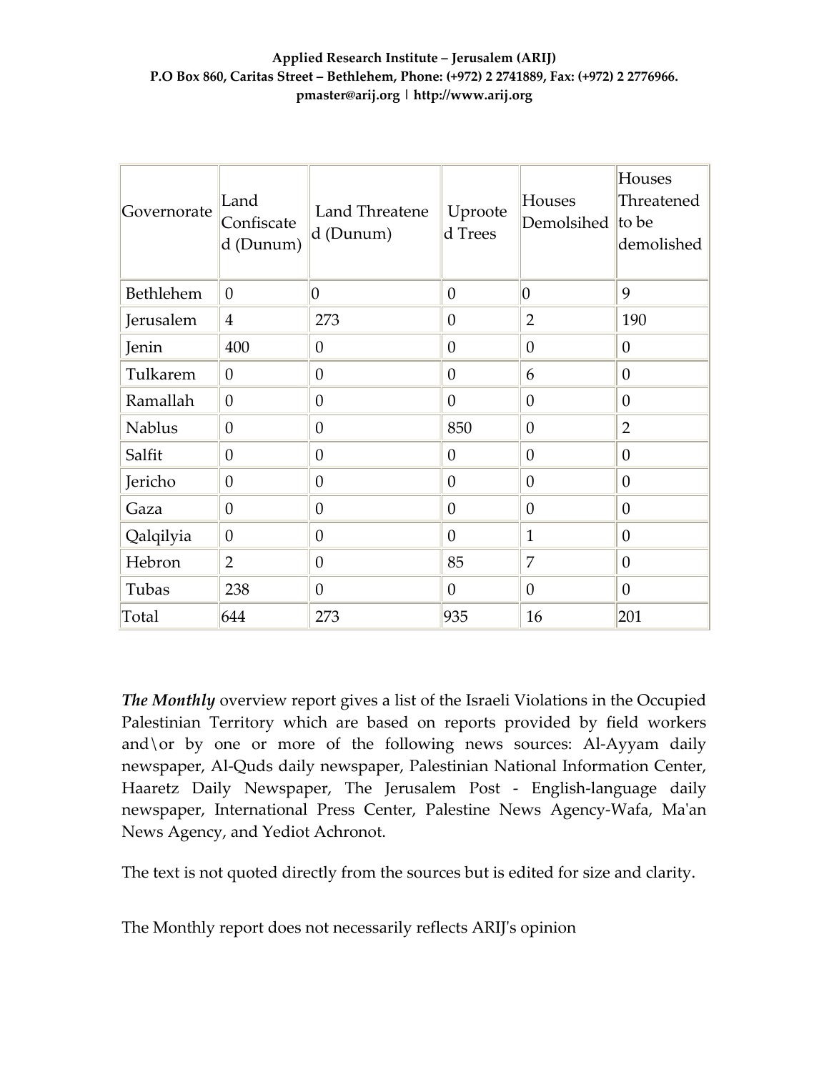| Governorate | Land Confiscated (Dunum) | Land Threatened (Dunum) | Uprooted Trees | Houses Demolsihed | Houses Threatened to be demolished |
|---|---|---|---|---|---|
| Bethlehem | 0 | 0 | 0 | 0 | 9 |
| Jerusalem | 4 | 273 | 0 | 2 | 190 |
| Jenin | 400 | 0 | 0 | 0 | 0 |
| Tulkarem | 0 | 0 | 0 | 6 | 0 |
| Ramallah | 0 | 0 | 0 | 0 | 0 |
| Nablus | 0 | 0 | 850 | 0 | 2 |
| Salfit | 0 | 0 | 0 | 0 | 0 |
| Jericho | 0 | 0 | 0 | 0 | 0 |
| Gaza | 0 | 0 | 0 | 0 | 0 |
| Qalqilyia | 0 | 0 | 0 | 1 | 0 |
| Hebron | 2 | 0 | 85 | 7 | 0 |
| Tubas | 238 | 0 | 0 | 0 | 0 |
| Total | 644 | 273 | 935 | 16 | 201 |

***The Monthly*** overview report gives a list of the Israeli Violations in the Occupied Palestinian Territory which are based on reports provided by field workers and\or by one or more of the following news sources: Al-Ayyam daily newspaper, Al-Quds daily newspaper, Palestinian National Information Center, Haaretz Daily Newspaper, The Jerusalem Post - English-language daily newspaper, International Press Center, Palestine News Agency-Wafa, Ma'an News Agency, and Yediot Achronot.

The text is not quoted directly from the sources but is edited for size and clarity.

The Monthly report does not necessarily reflects ARIJ's opinion